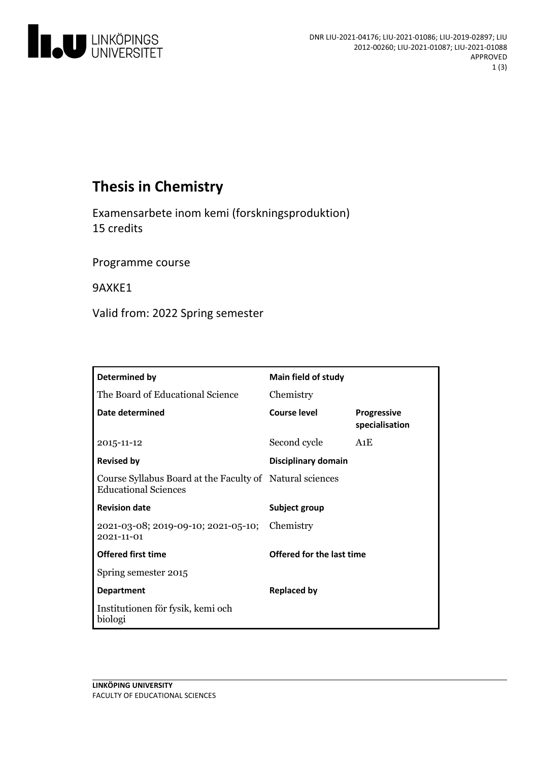DNR LIU-2021-04176; LIU-2021-01086; LIU-2019-02897; LIU 2012-00260; LIU-2021-01087; LIU-2021-01088
APPROVED

# Thesis in Chemistry

Examensarbete inom kemi (forskningsproduktion)
15 credits

Programme course

9AXKE1

Valid from: 2022 Spring semester

| Determined by | Main field of study | |
|---|---|---|
| The Board of Educational Science | Chemistry | |
| **Date determined** | **Course level** | **Progressive specialisation** |
| 2015-11-12 | Second cycle | A1E |
| **Revised by** | **Disciplinary domain** | |
| Course Syllabus Board at the Faculty of Educational Sciences | Natural sciences | |
| **Revision date** | **Subject group** | |
| 2021-03-08; 2019-09-10; 2021-05-10; 2021-11-01 | Chemistry | |
| **Offered first time** | **Offered for the last time** | |
| Spring semester 2015 | | |
| **Department** | **Replaced by** | |
| Institutionen för fysik, kemi och biologi | | |

LINKÖPING UNIVERSITY
FACULTY OF EDUCATIONAL SCIENCES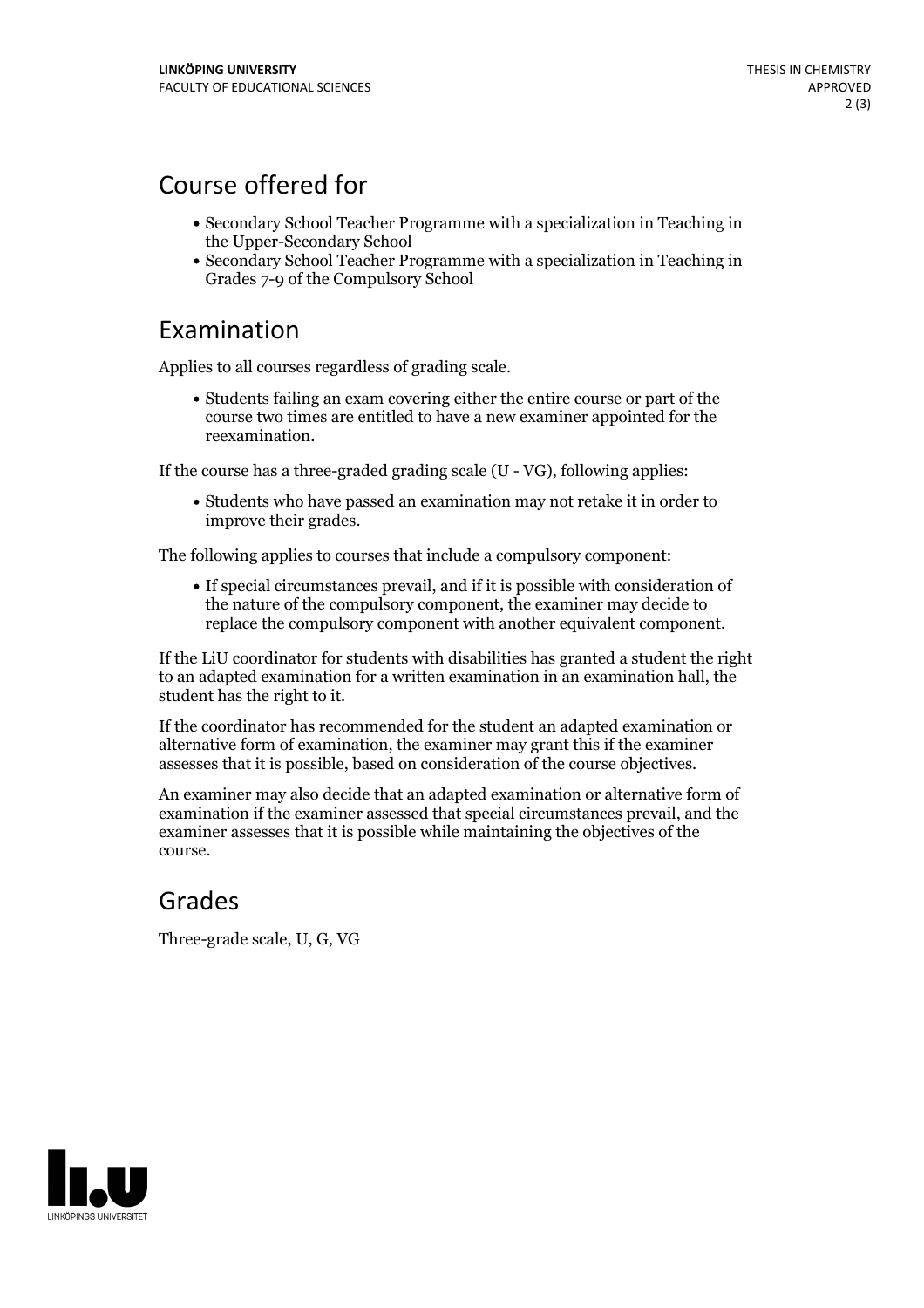## Course offered for

- Secondary School Teacher Programme with a specialization in Teaching in the Upper-Secondary School
- Secondary School Teacher Programme with a specialization in Teaching in Grades 7-9 of the Compulsory School

## Examination

Applies to all courses regardless of grading scale.

- Students failing an exam covering either the entire course or part of the course two times are entitled to have a new examiner appointed for the reexamination.

If the course has a three-graded grading scale (U - VG), following applies:

- Students who have passed an examination may not retake it in order to improve their grades.

The following applies to courses that include a compulsory component:

- If special circumstances prevail, and if it is possible with consideration of the nature of the compulsory component, the examiner may decide to replace the compulsory component with another equivalent component.

If the LiU coordinator for students with disabilities has granted a student the right to an adapted examination for a written examination in an examination hall, the student has the right to it.

If the coordinator has recommended for the student an adapted examination or alternative form of examination, the examiner may grant this if the examiner assesses that it is possible, based on consideration of the course objectives.

An examiner may also decide that an adapted examination or alternative form of examination if the examiner assessed that special circumstances prevail, and the examiner assesses that it is possible while maintaining the objectives of the course.

## Grades

Three-grade scale, U, G, VG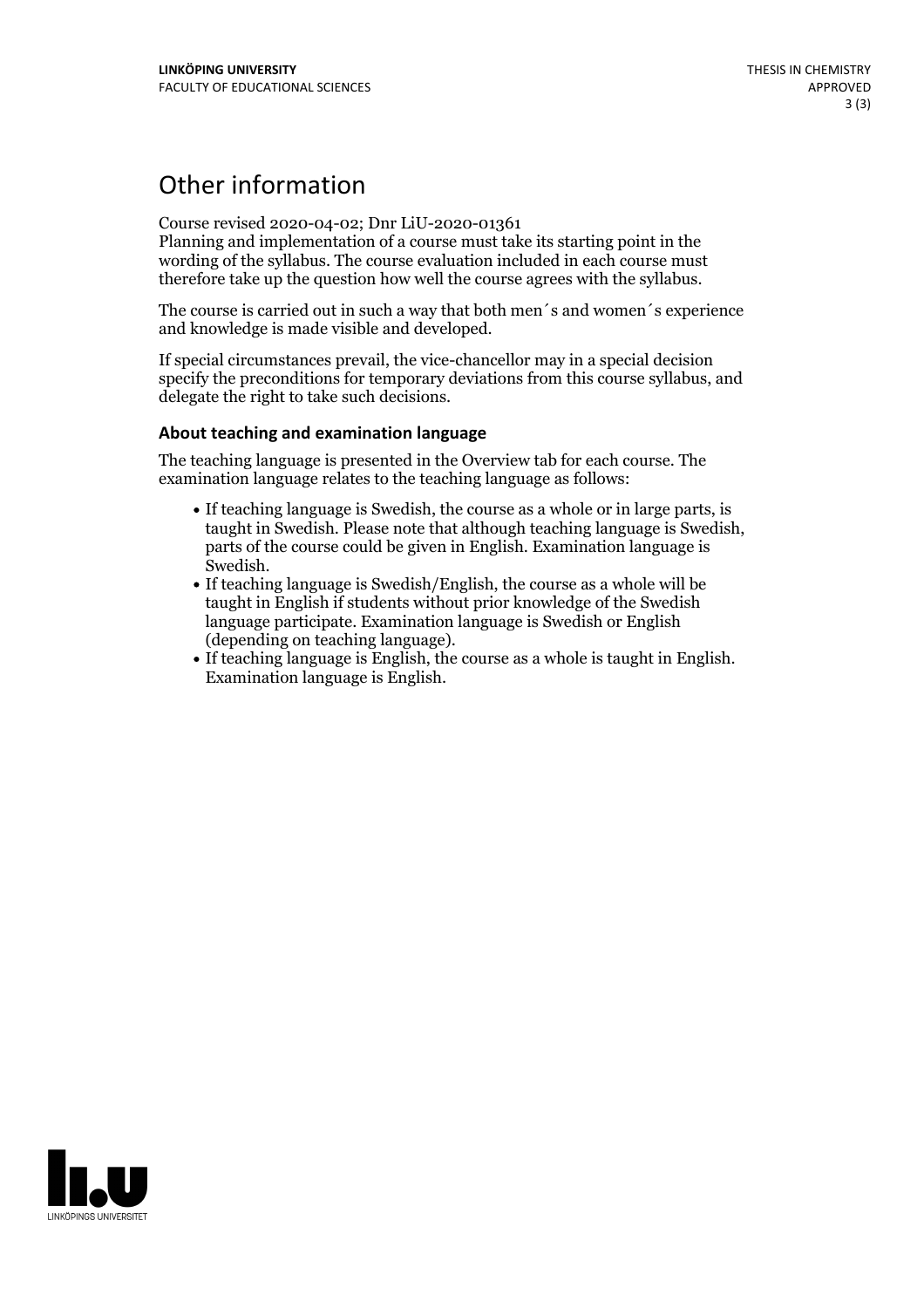# Other information

Course revised 2020-04-02; Dnr LiU-2020-01361
Planning and implementation of a course must take its starting point in the wording of the syllabus. The course evaluation included in each course must therefore take up the question how well the course agrees with the syllabus.

The course is carried out in such a way that both men´s and women´s experience and knowledge is made visible and developed.

If special circumstances prevail, the vice-chancellor may in a special decision specify the preconditions for temporary deviations from this course syllabus, and delegate the right to take such decisions.

### About teaching and examination language

The teaching language is presented in the Overview tab for each course. The examination language relates to the teaching language as follows:

- If teaching language is Swedish, the course as a whole or in large parts, is taught in Swedish. Please note that although teaching language is Swedish, parts of the course could be given in English. Examination language is Swedish.
- If teaching language is Swedish/English, the course as a whole will be taught in English if students without prior knowledge of the Swedish language participate. Examination language is Swedish or English (depending on teaching language).
- If teaching language is English, the course as a whole is taught in English. Examination language is English.